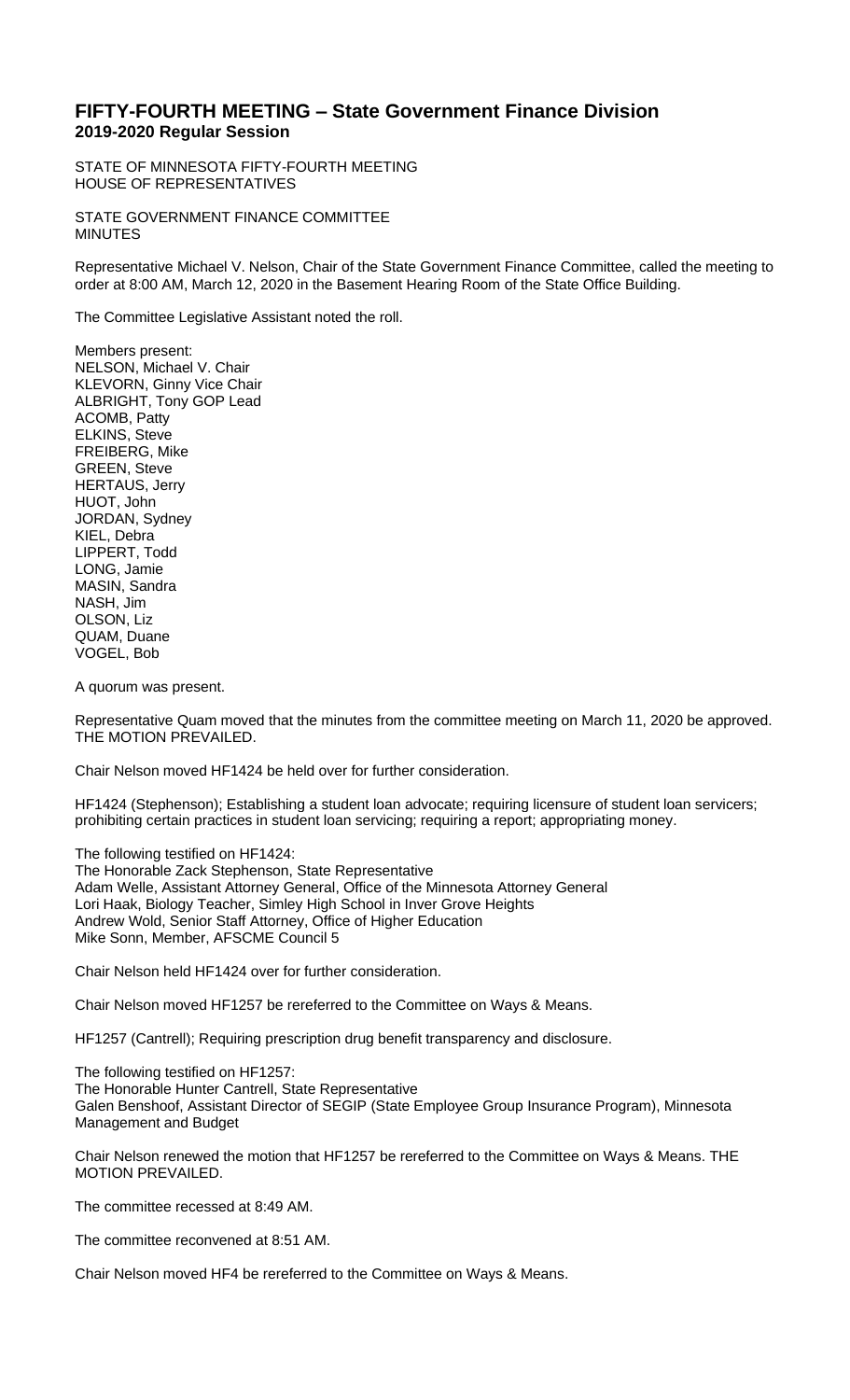# FIFTY-FOURTH MEETING – State Government Finance Division

## 2019-2020 Regular Session

STATE OF MINNESOTA FIFTY-FOURTH MEETING
HOUSE OF REPRESENTATIVES

STATE GOVERNMENT FINANCE COMMITTEE
MINUTES

Representative Michael V. Nelson, Chair of the State Government Finance Committee, called the meeting to order at 8:00 AM, March 12, 2020 in the Basement Hearing Room of the State Office Building.

The Committee Legislative Assistant noted the roll.

Members present:
NELSON, Michael V. Chair
KLEVORN, Ginny Vice Chair
ALBRIGHT, Tony GOP Lead
ACOMB, Patty
ELKINS, Steve
FREIBERG, Mike
GREEN, Steve
HERTAUS, Jerry
HUOT, John
JORDAN, Sydney
KIEL, Debra
LIPPERT, Todd
LONG, Jamie
MASIN, Sandra
NASH, Jim
OLSON, Liz
QUAM, Duane
VOGEL, Bob

A quorum was present.

Representative Quam moved that the minutes from the committee meeting on March 11, 2020 be approved. THE MOTION PREVAILED.

Chair Nelson moved HF1424 be held over for further consideration.

HF1424 (Stephenson); Establishing a student loan advocate; requiring licensure of student loan servicers; prohibiting certain practices in student loan servicing; requiring a report; appropriating money.

The following testified on HF1424:
The Honorable Zack Stephenson, State Representative
Adam Welle, Assistant Attorney General, Office of the Minnesota Attorney General
Lori Haak, Biology Teacher, Simley High School in Inver Grove Heights
Andrew Wold, Senior Staff Attorney, Office of Higher Education
Mike Sonn, Member, AFSCME Council 5

Chair Nelson held HF1424 over for further consideration.

Chair Nelson moved HF1257 be rereferred to the Committee on Ways & Means.

HF1257 (Cantrell); Requiring prescription drug benefit transparency and disclosure.

The following testified on HF1257:
The Honorable Hunter Cantrell, State Representative
Galen Benshoof, Assistant Director of SEGIP (State Employee Group Insurance Program), Minnesota Management and Budget

Chair Nelson renewed the motion that HF1257 be rereferred to the Committee on Ways & Means. THE MOTION PREVAILED.

The committee recessed at 8:49 AM.

The committee reconvened at 8:51 AM.

Chair Nelson moved HF4 be rereferred to the Committee on Ways & Means.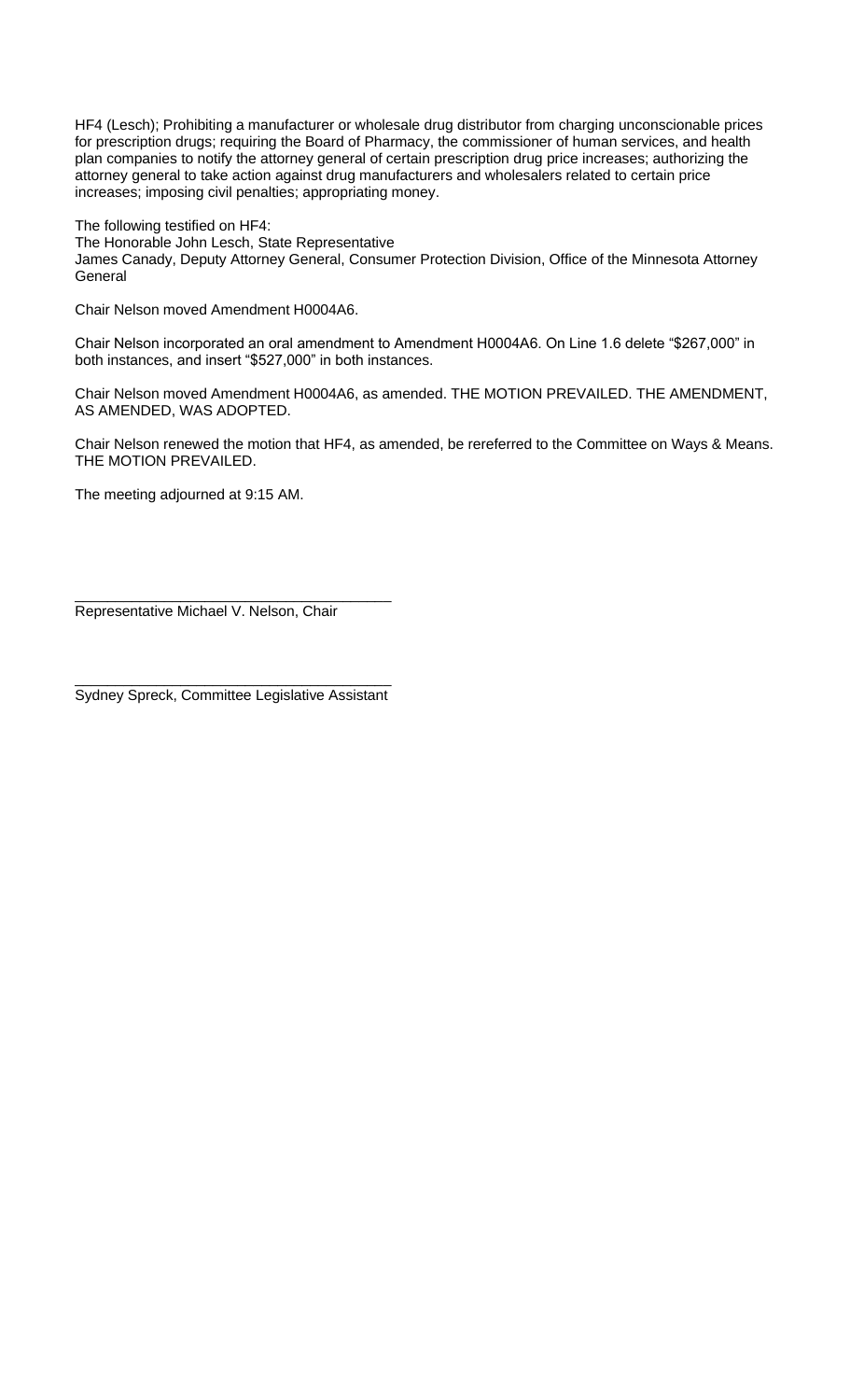HF4 (Lesch); Prohibiting a manufacturer or wholesale drug distributor from charging unconscionable prices for prescription drugs; requiring the Board of Pharmacy, the commissioner of human services, and health plan companies to notify the attorney general of certain prescription drug price increases; authorizing the attorney general to take action against drug manufacturers and wholesalers related to certain price increases; imposing civil penalties; appropriating money.

The following testified on HF4:
The Honorable John Lesch, State Representative
James Canady, Deputy Attorney General, Consumer Protection Division, Office of the Minnesota Attorney General

Chair Nelson moved Amendment H0004A6.

Chair Nelson incorporated an oral amendment to Amendment H0004A6. On Line 1.6 delete "$267,000" in both instances, and insert "$527,000" in both instances.

Chair Nelson moved Amendment H0004A6, as amended. THE MOTION PREVAILED. THE AMENDMENT, AS AMENDED, WAS ADOPTED.

Chair Nelson renewed the motion that HF4, as amended, be rereferred to the Committee on Ways & Means. THE MOTION PREVAILED.

The meeting adjourned at 9:15 AM.

\_\_\_\_\_\_\_\_\_\_\_\_\_\_\_\_\_\_\_\_\_\_\_\_\_\_\_\_\_\_\_\_\_\_\_\_\_\_\_\_
Representative Michael V. Nelson, Chair

\_\_\_\_\_\_\_\_\_\_\_\_\_\_\_\_\_\_\_\_\_\_\_\_\_\_\_\_\_\_\_\_\_\_\_\_\_\_\_\_
Sydney Spreck, Committee Legislative Assistant